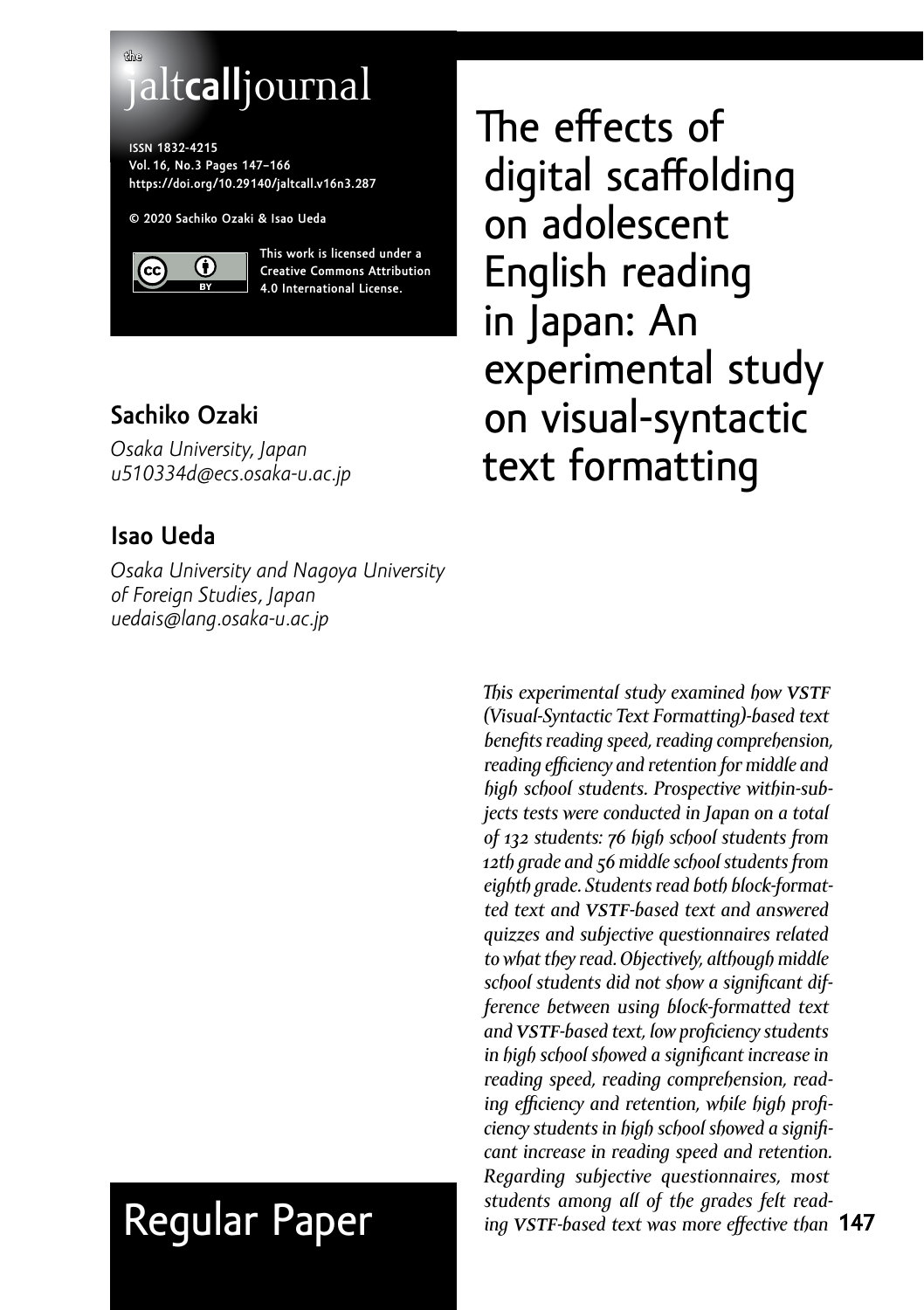the jaltcalljournal

ISSN 1832-4215
Vol. 16, No.3 Pages 147–166
https://doi.org/10.29140/jaltcall.v16n3.287

© 2020 Sachiko Ozaki & Isao Ueda

This work is licensed under a Creative Commons Attribution 4.0 International License.

# The effects of digital scaffolding on adolescent English reading in Japan: An experimental study on visual-syntactic text formatting

**Sachiko Ozaki**
*Osaka University, Japan*
*u510334d@ecs.osaka-u.ac.jp*

**Isao Ueda**
*Osaka University and Nagoya University of Foreign Studies, Japan*
*uedais@lang.osaka-u.ac.jp*

Regular Paper

*This experimental study examined how **VSTF** (Visual-Syntactic Text Formatting)-based text benefits reading speed, reading comprehension, reading efficiency and retention for middle and high school students. Prospective within-subjects tests were conducted in Japan on a total of 132 students: 76 high school students from 12th grade and 56 middle school students from eighth grade. Students read both block-formatted text and **VSTF**-based text and answered quizzes and subjective questionnaires related to what they read. Objectively, although middle school students did not show a significant difference between using block-formatted text and **VSTF**-based text, low proficiency students in high school showed a significant increase in reading speed, reading comprehension, reading efficiency and retention, while high proficiency students in high school showed a significant increase in reading speed and retention. Regarding subjective questionnaires, most students among all of the grades felt reading **VSTF**-based text was more effective than*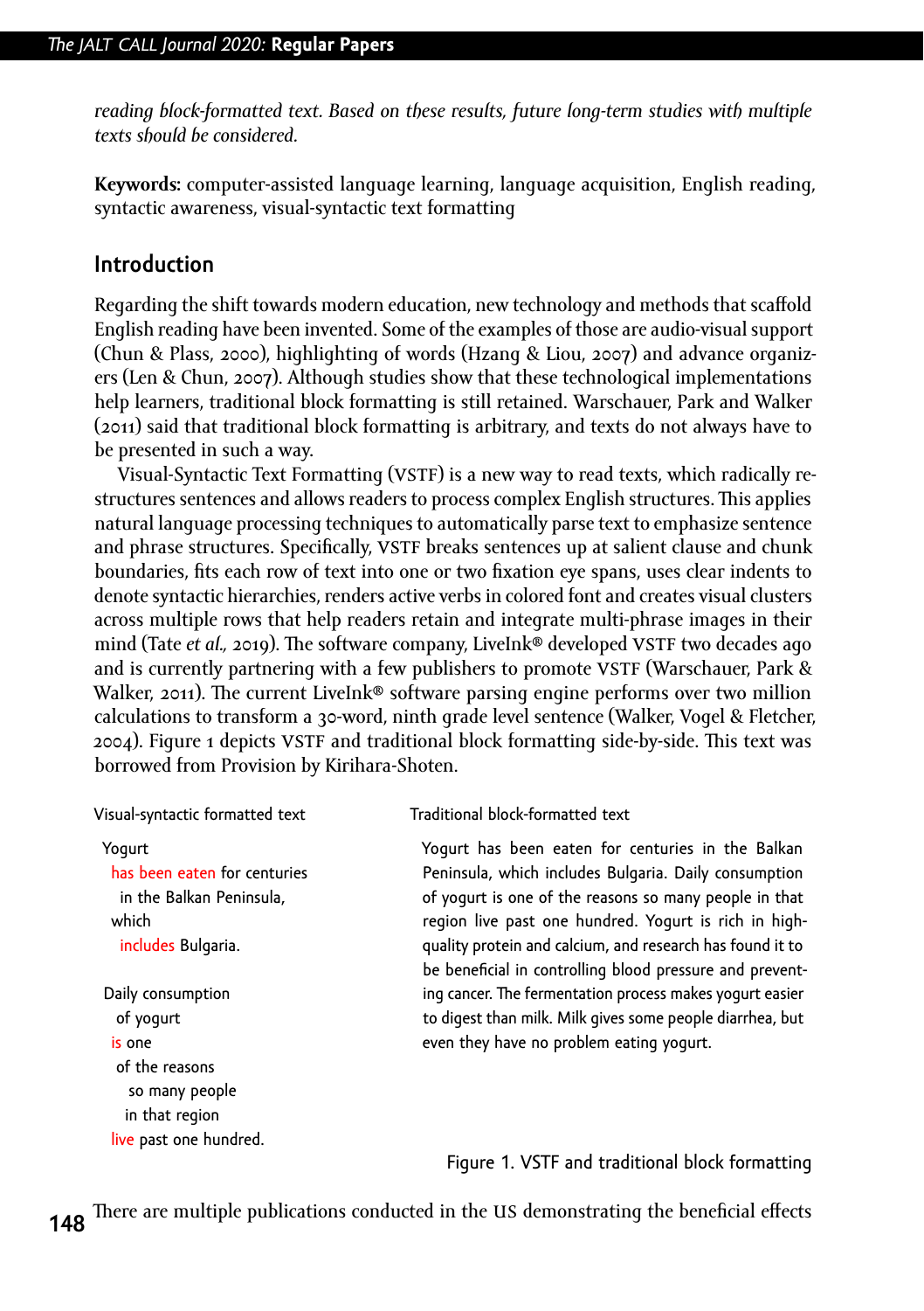*reading block-formatted text. Based on these results, future long-term studies with multiple texts should be considered.*

**Keywords:** computer-assisted language learning, language acquisition, English reading, syntactic awareness, visual-syntactic text formatting

## Introduction

Regarding the shift towards modern education, new technology and methods that scaffold English reading have been invented. Some of the examples of those are audio-visual support (Chun & Plass, 2000), highlighting of words (Hzang & Liou, 2007) and advance organizers (Len & Chun, 2007). Although studies show that these technological implementations help learners, traditional block formatting is still retained. Warschauer, Park and Walker (2011) said that traditional block formatting is arbitrary, and texts do not always have to be presented in such a way.

Visual-Syntactic Text Formatting (VSTF) is a new way to read texts, which radically restructures sentences and allows readers to process complex English structures. This applies natural language processing techniques to automatically parse text to emphasize sentence and phrase structures. Specifically, VSTF breaks sentences up at salient clause and chunk boundaries, fits each row of text into one or two fixation eye spans, uses clear indents to denote syntactic hierarchies, renders active verbs in colored font and creates visual clusters across multiple rows that help readers retain and integrate multi-phrase images in their mind (Tate *et al.,* 2019). The software company, LiveInk® developed VSTF two decades ago and is currently partnering with a few publishers to promote VSTF (Warschauer, Park & Walker, 2011). The current LiveInk® software parsing engine performs over two million calculations to transform a 30-word, ninth grade level sentence (Walker, Vogel & Fletcher, 2004). Figure 1 depicts VSTF and traditional block formatting side-by-side. This text was borrowed from Provision by Kirihara-Shoten.

Visual-syntactic formatted text

```
Yogurt
  has been eaten for centuries
    in the Balkan Peninsula,
  which
    includes Bulgaria.

Daily consumption
   of yogurt
  is one
   of the reasons
      so many people
    in that region
  live past one hundred.
```

Traditional block-formatted text

Yogurt has been eaten for centuries in the Balkan Peninsula, which includes Bulgaria. Daily consumption of yogurt is one of the reasons so many people in that region live past one hundred. Yogurt is rich in high-quality protein and calcium, and research has found it to be beneficial in controlling blood pressure and preventing cancer. The fermentation process makes yogurt easier to digest than milk. Milk gives some people diarrhea, but even they have no problem eating yogurt.

Figure 1. VSTF and traditional block formatting

There are multiple publications conducted in the US demonstrating the beneficial effects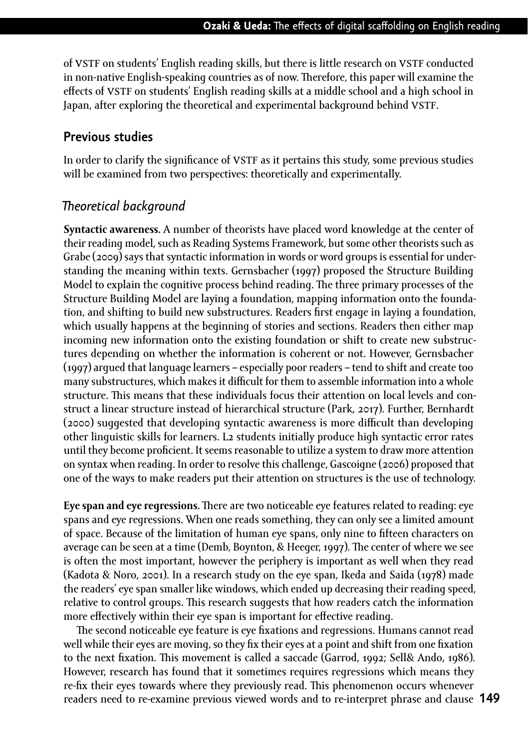of VSTF on students' English reading skills, but there is little research on VSTF conducted in non-native English-speaking countries as of now. Therefore, this paper will examine the effects of VSTF on students' English reading skills at a middle school and a high school in Japan, after exploring the theoretical and experimental background behind VSTF.

## Previous studies

In order to clarify the significance of VSTF as it pertains this study, some previous studies will be examined from two perspectives: theoretically and experimentally.

### *Theoretical background*

**Syntactic awareness.** A number of theorists have placed word knowledge at the center of their reading model, such as Reading Systems Framework, but some other theorists such as Grabe (2009) says that syntactic information in words or word groups is essential for understanding the meaning within texts. Gernsbacher (1997) proposed the Structure Building Model to explain the cognitive process behind reading. The three primary processes of the Structure Building Model are laying a foundation, mapping information onto the foundation, and shifting to build new substructures. Readers first engage in laying a foundation, which usually happens at the beginning of stories and sections. Readers then either map incoming new information onto the existing foundation or shift to create new substructures depending on whether the information is coherent or not. However, Gernsbacher (1997) argued that language learners – especially poor readers – tend to shift and create too many substructures, which makes it difficult for them to assemble information into a whole structure. This means that these individuals focus their attention on local levels and construct a linear structure instead of hierarchical structure (Park, 2017). Further, Bernhardt (2000) suggested that developing syntactic awareness is more difficult than developing other linguistic skills for learners. L2 students initially produce high syntactic error rates until they become proficient. It seems reasonable to utilize a system to draw more attention on syntax when reading. In order to resolve this challenge, Gascoigne (2006) proposed that one of the ways to make readers put their attention on structures is the use of technology.

**Eye span and eye regressions.** There are two noticeable eye features related to reading: eye spans and eye regressions. When one reads something, they can only see a limited amount of space. Because of the limitation of human eye spans, only nine to fifteen characters on average can be seen at a time (Demb, Boynton, & Heeger, 1997). The center of where we see is often the most important, however the periphery is important as well when they read (Kadota & Noro, 2001). In a research study on the eye span, Ikeda and Saida (1978) made the readers' eye span smaller like windows, which ended up decreasing their reading speed, relative to control groups. This research suggests that how readers catch the information more effectively within their eye span is important for effective reading.

The second noticeable eye feature is eye fixations and regressions. Humans cannot read well while their eyes are moving, so they fix their eyes at a point and shift from one fixation to the next fixation. This movement is called a saccade (Garrod, 1992; Sell& Ando, 1986). However, research has found that it sometimes requires regressions which means they re-fix their eyes towards where they previously read. This phenomenon occurs whenever readers need to re-examine previous viewed words and to re-interpret phrase and clause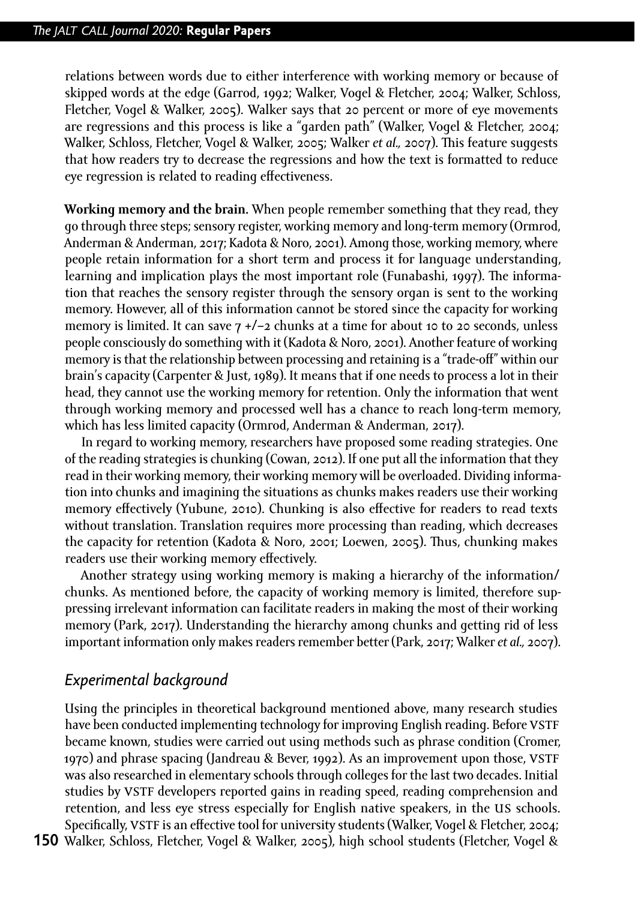relations between words due to either interference with working memory or because of skipped words at the edge (Garrod, 1992; Walker, Vogel & Fletcher, 2004; Walker, Schloss, Fletcher, Vogel & Walker, 2005). Walker says that 20 percent or more of eye movements are regressions and this process is like a "garden path" (Walker, Vogel & Fletcher, 2004; Walker, Schloss, Fletcher, Vogel & Walker, 2005; Walker *et al.,* 2007). This feature suggests that how readers try to decrease the regressions and how the text is formatted to reduce eye regression is related to reading effectiveness.

**Working memory and the brain.** When people remember something that they read, they go through three steps; sensory register, working memory and long-term memory (Ormrod, Anderman & Anderman, 2017; Kadota & Noro, 2001). Among those, working memory, where people retain information for a short term and process it for language understanding, learning and implication plays the most important role (Funabashi, 1997). The information that reaches the sensory register through the sensory organ is sent to the working memory. However, all of this information cannot be stored since the capacity for working memory is limited. It can save 7 +/–2 chunks at a time for about 10 to 20 seconds, unless people consciously do something with it (Kadota & Noro, 2001). Another feature of working memory is that the relationship between processing and retaining is a "trade-off" within our brain's capacity (Carpenter & Just, 1989). It means that if one needs to process a lot in their head, they cannot use the working memory for retention. Only the information that went through working memory and processed well has a chance to reach long-term memory, which has less limited capacity (Ormrod, Anderman & Anderman, 2017).

In regard to working memory, researchers have proposed some reading strategies. One of the reading strategies is chunking (Cowan, 2012). If one put all the information that they read in their working memory, their working memory will be overloaded. Dividing information into chunks and imagining the situations as chunks makes readers use their working memory effectively (Yubune, 2010). Chunking is also effective for readers to read texts without translation. Translation requires more processing than reading, which decreases the capacity for retention (Kadota & Noro, 2001; Loewen, 2005). Thus, chunking makes readers use their working memory effectively.

Another strategy using working memory is making a hierarchy of the information/chunks. As mentioned before, the capacity of working memory is limited, therefore suppressing irrelevant information can facilitate readers in making the most of their working memory (Park, 2017). Understanding the hierarchy among chunks and getting rid of less important information only makes readers remember better (Park, 2017; Walker *et al.,* 2007).

## *Experimental background*

Using the principles in theoretical background mentioned above, many research studies have been conducted implementing technology for improving English reading. Before VSTF became known, studies were carried out using methods such as phrase condition (Cromer, 1970) and phrase spacing (Jandreau & Bever, 1992). As an improvement upon those, VSTF was also researched in elementary schools through colleges for the last two decades. Initial studies by VSTF developers reported gains in reading speed, reading comprehension and retention, and less eye stress especially for English native speakers, in the US schools. Specifically, VSTF is an effective tool for university students (Walker, Vogel & Fletcher, 2004; Walker, Schloss, Fletcher, Vogel & Walker, 2005), high school students (Fletcher, Vogel &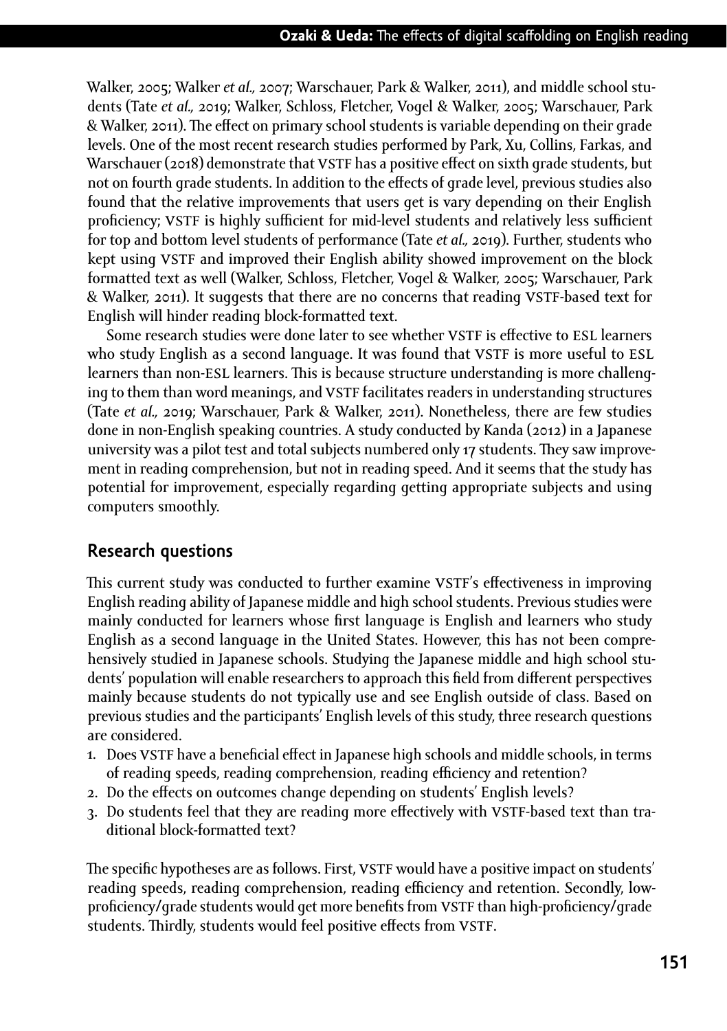Walker, 2005; Walker *et al.,* 2007; Warschauer, Park & Walker, 2011), and middle school students (Tate *et al.,* 2019; Walker, Schloss, Fletcher, Vogel & Walker, 2005; Warschauer, Park & Walker, 2011). The effect on primary school students is variable depending on their grade levels. One of the most recent research studies performed by Park, Xu, Collins, Farkas, and Warschauer (2018) demonstrate that VSTF has a positive effect on sixth grade students, but not on fourth grade students. In addition to the effects of grade level, previous studies also found that the relative improvements that users get is vary depending on their English proficiency; VSTF is highly sufficient for mid-level students and relatively less sufficient for top and bottom level students of performance (Tate *et al.,* 2019). Further, students who kept using VSTF and improved their English ability showed improvement on the block formatted text as well (Walker, Schloss, Fletcher, Vogel & Walker, 2005; Warschauer, Park & Walker, 2011). It suggests that there are no concerns that reading VSTF-based text for English will hinder reading block-formatted text.

Some research studies were done later to see whether VSTF is effective to ESL learners who study English as a second language. It was found that VSTF is more useful to ESL learners than non-ESL learners. This is because structure understanding is more challenging to them than word meanings, and VSTF facilitates readers in understanding structures (Tate *et al.,* 2019; Warschauer, Park & Walker, 2011). Nonetheless, there are few studies done in non-English speaking countries. A study conducted by Kanda (2012) in a Japanese university was a pilot test and total subjects numbered only 17 students. They saw improvement in reading comprehension, but not in reading speed. And it seems that the study has potential for improvement, especially regarding getting appropriate subjects and using computers smoothly.

## Research questions

This current study was conducted to further examine VSTF's effectiveness in improving English reading ability of Japanese middle and high school students. Previous studies were mainly conducted for learners whose first language is English and learners who study English as a second language in the United States. However, this has not been comprehensively studied in Japanese schools. Studying the Japanese middle and high school students' population will enable researchers to approach this field from different perspectives mainly because students do not typically use and see English outside of class. Based on previous studies and the participants' English levels of this study, three research questions are considered.

1. Does VSTF have a beneficial effect in Japanese high schools and middle schools, in terms of reading speeds, reading comprehension, reading efficiency and retention?
2. Do the effects on outcomes change depending on students' English levels?
3. Do students feel that they are reading more effectively with VSTF-based text than traditional block-formatted text?

The specific hypotheses are as follows. First, VSTF would have a positive impact on students' reading speeds, reading comprehension, reading efficiency and retention. Secondly, low-proficiency/grade students would get more benefits from VSTF than high-proficiency/grade students. Thirdly, students would feel positive effects from VSTF.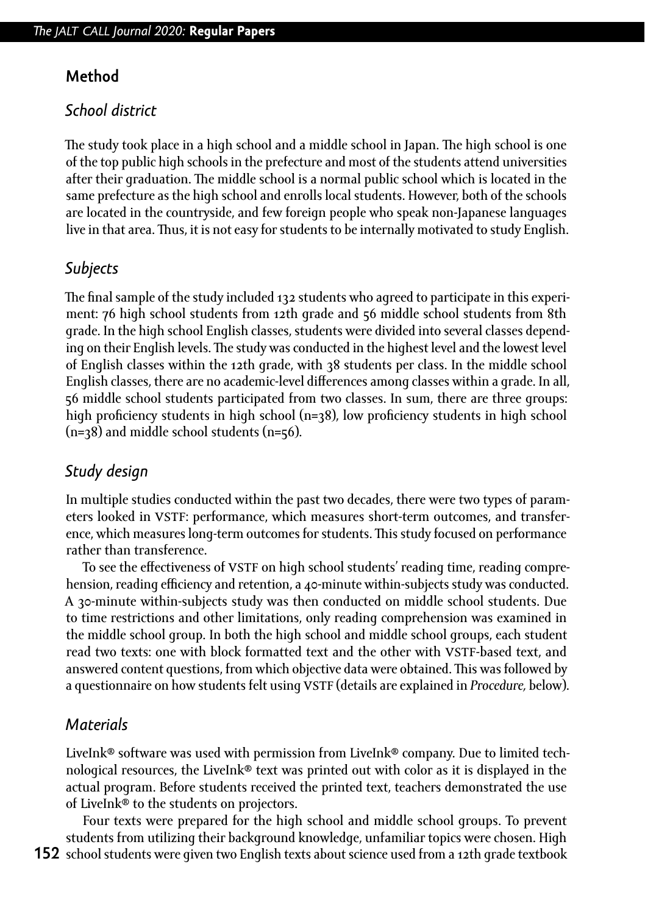## Method

### *School district*

The study took place in a high school and a middle school in Japan. The high school is one of the top public high schools in the prefecture and most of the students attend universities after their graduation. The middle school is a normal public school which is located in the same prefecture as the high school and enrolls local students. However, both of the schools are located in the countryside, and few foreign people who speak non-Japanese languages live in that area. Thus, it is not easy for students to be internally motivated to study English.

### *Subjects*

The final sample of the study included 132 students who agreed to participate in this experiment: 76 high school students from 12th grade and 56 middle school students from 8th grade. In the high school English classes, students were divided into several classes depending on their English levels. The study was conducted in the highest level and the lowest level of English classes within the 12th grade, with 38 students per class. In the middle school English classes, there are no academic-level differences among classes within a grade. In all, 56 middle school students participated from two classes. In sum, there are three groups: high proficiency students in high school (n=38), low proficiency students in high school (n=38) and middle school students (n=56).

### *Study design*

In multiple studies conducted within the past two decades, there were two types of parameters looked in VSTF: performance, which measures short-term outcomes, and transference, which measures long-term outcomes for students. This study focused on performance rather than transference.

To see the effectiveness of VSTF on high school students' reading time, reading comprehension, reading efficiency and retention, a 40-minute within-subjects study was conducted. A 30-minute within-subjects study was then conducted on middle school students. Due to time restrictions and other limitations, only reading comprehension was examined in the middle school group. In both the high school and middle school groups, each student read two texts: one with block formatted text and the other with VSTF-based text, and answered content questions, from which objective data were obtained. This was followed by a questionnaire on how students felt using VSTF (details are explained in *Procedure,* below).

### *Materials*

LiveInk® software was used with permission from LiveInk® company. Due to limited technological resources, the LiveInk® text was printed out with color as it is displayed in the actual program. Before students received the printed text, teachers demonstrated the use of LiveInk® to the students on projectors.

Four texts were prepared for the high school and middle school groups. To prevent students from utilizing their background knowledge, unfamiliar topics were chosen. High school students were given two English texts about science used from a 12th grade textbook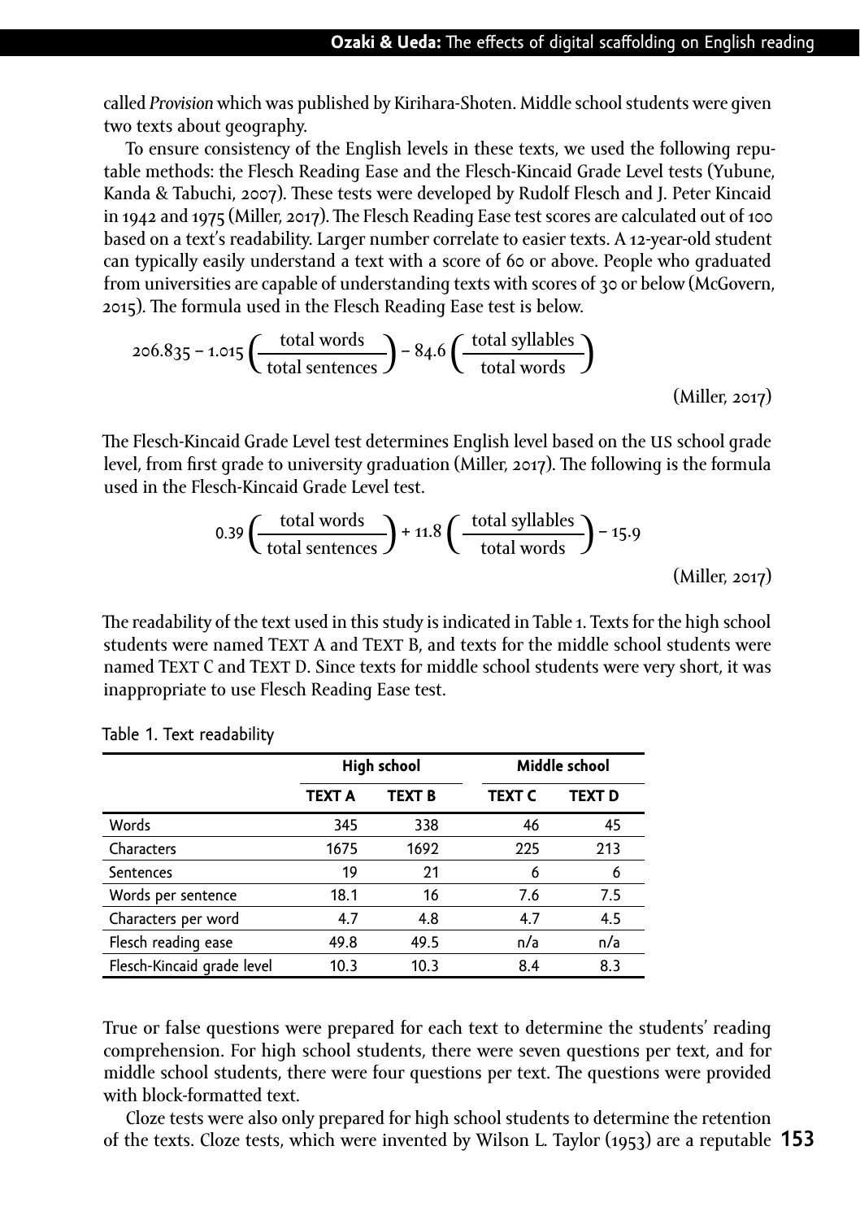called *Provision* which was published by Kirihara-Shoten. Middle school students were given two texts about geography.

To ensure consistency of the English levels in these texts, we used the following reputable methods: the Flesch Reading Ease and the Flesch-Kincaid Grade Level tests (Yubune, Kanda & Tabuchi, 2007). These tests were developed by Rudolf Flesch and J. Peter Kincaid in 1942 and 1975 (Miller, 2017). The Flesch Reading Ease test scores are calculated out of 100 based on a text's readability. Larger number correlate to easier texts. A 12-year-old student can typically easily understand a text with a score of 60 or above. People who graduated from universities are capable of understanding texts with scores of 30 or below (McGovern, 2015). The formula used in the Flesch Reading Ease test is below.

$$206.835 - 1.015\left(\frac{\text{total words}}{\text{total sentences}}\right) - 84.6\left(\frac{\text{total syllables}}{\text{total words}}\right)$$

(Miller, 2017)

The Flesch-Kincaid Grade Level test determines English level based on the US school grade level, from first grade to university graduation (Miller, 2017). The following is the formula used in the Flesch-Kincaid Grade Level test.

$$0.39\left(\frac{\text{total words}}{\text{total sentences}}\right) + 11.8\left(\frac{\text{total syllables}}{\text{total words}}\right) - 15.9$$

(Miller, 2017)

The readability of the text used in this study is indicated in Table 1. Texts for the high school students were named TEXT A and TEXT B, and texts for the middle school students were named TEXT C and TEXT D. Since texts for middle school students were very short, it was inappropriate to use Flesch Reading Ease test.

Table 1. Text readability

| | High school | | Middle school | |
|---|---|---|---|---|
| | **TEXT A** | **TEXT B** | **TEXT C** | **TEXT D** |
| Words | 345 | 338 | 46 | 45 |
| Characters | 1675 | 1692 | 225 | 213 |
| Sentences | 19 | 21 | 6 | 6 |
| Words per sentence | 18.1 | 16 | 7.6 | 7.5 |
| Characters per word | 4.7 | 4.8 | 4.7 | 4.5 |
| Flesch reading ease | 49.8 | 49.5 | n/a | n/a |
| Flesch-Kincaid grade level | 10.3 | 10.3 | 8.4 | 8.3 |

True or false questions were prepared for each text to determine the students' reading comprehension. For high school students, there were seven questions per text, and for middle school students, there were four questions per text. The questions were provided with block-formatted text.

Cloze tests were also only prepared for high school students to determine the retention of the texts. Cloze tests, which were invented by Wilson L. Taylor (1953) are a reputable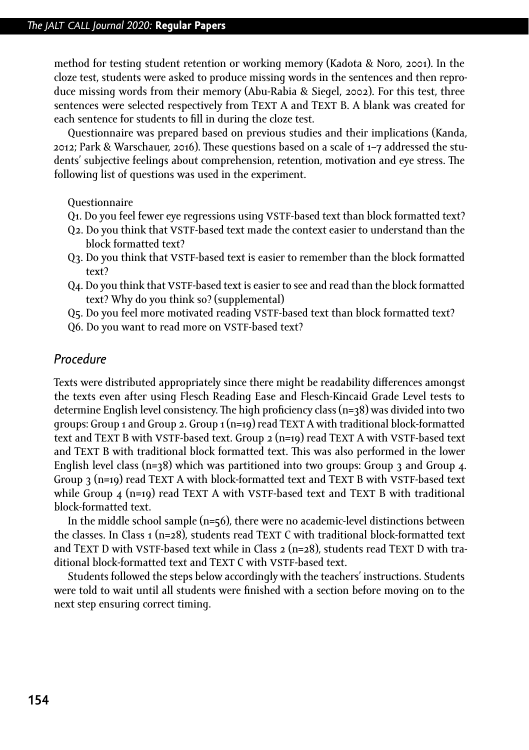method for testing student retention or working memory (Kadota & Noro, 2001). In the cloze test, students were asked to produce missing words in the sentences and then reproduce missing words from their memory (Abu-Rabia & Siegel, 2002). For this test, three sentences were selected respectively from TEXT A and TEXT B. A blank was created for each sentence for students to fill in during the cloze test.

Questionnaire was prepared based on previous studies and their implications (Kanda, 2012; Park & Warschauer, 2016). These questions based on a scale of 1–7 addressed the students' subjective feelings about comprehension, retention, motivation and eye stress. The following list of questions was used in the experiment.

Questionnaire

- Q1. Do you feel fewer eye regressions using VSTF-based text than block formatted text?
- Q2. Do you think that VSTF-based text made the context easier to understand than the block formatted text?
- Q3. Do you think that VSTF-based text is easier to remember than the block formatted text?
- Q4. Do you think that VSTF-based text is easier to see and read than the block formatted text? Why do you think so? (supplemental)
- Q5. Do you feel more motivated reading VSTF-based text than block formatted text?
- Q6. Do you want to read more on VSTF-based text?

### *Procedure*

Texts were distributed appropriately since there might be readability differences amongst the texts even after using Flesch Reading Ease and Flesch-Kincaid Grade Level tests to determine English level consistency. The high proficiency class (n=38) was divided into two groups: Group 1 and Group 2. Group 1 (n=19) read TEXT A with traditional block-formatted text and TEXT B with VSTF-based text. Group 2 (n=19) read TEXT A with VSTF-based text and TEXT B with traditional block formatted text. This was also performed in the lower English level class (n=38) which was partitioned into two groups: Group 3 and Group 4. Group 3 (n=19) read TEXT A with block-formatted text and TEXT B with VSTF-based text while Group 4 (n=19) read TEXT A with VSTF-based text and TEXT B with traditional block-formatted text.

In the middle school sample (n=56), there were no academic-level distinctions between the classes. In Class 1 (n=28), students read TEXT C with traditional block-formatted text and TEXT D with VSTF-based text while in Class 2 (n=28), students read TEXT D with traditional block-formatted text and TEXT C with VSTF-based text.

Students followed the steps below accordingly with the teachers' instructions. Students were told to wait until all students were finished with a section before moving on to the next step ensuring correct timing.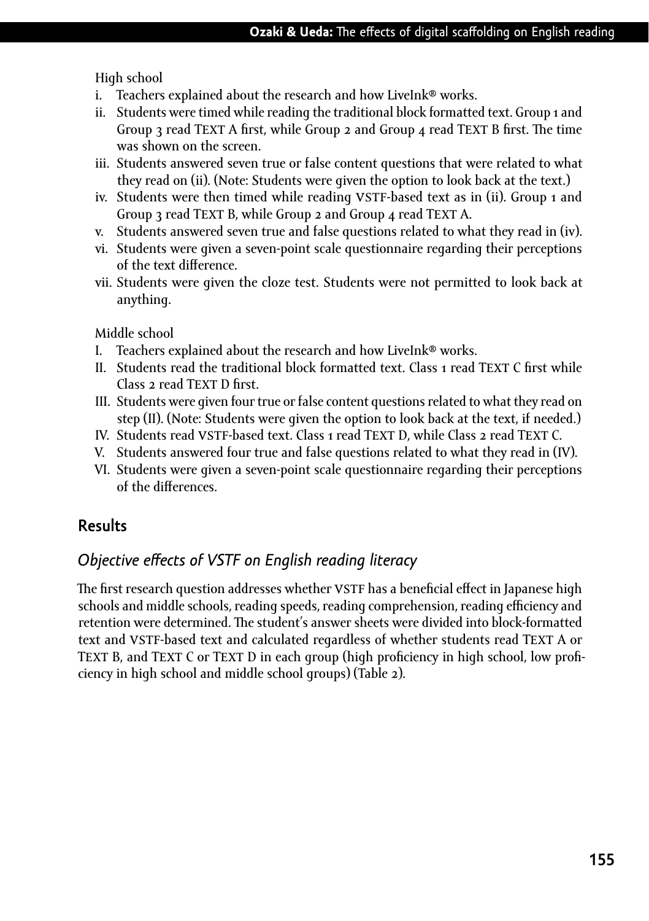High school

i. Teachers explained about the research and how LiveInk® works.
ii. Students were timed while reading the traditional block formatted text. Group 1 and Group 3 read TEXT A first, while Group 2 and Group 4 read TEXT B first. The time was shown on the screen.
iii. Students answered seven true or false content questions that were related to what they read on (ii). (Note: Students were given the option to look back at the text.)
iv. Students were then timed while reading VSTF-based text as in (ii). Group 1 and Group 3 read TEXT B, while Group 2 and Group 4 read TEXT A.
v. Students answered seven true and false questions related to what they read in (iv).
vi. Students were given a seven-point scale questionnaire regarding their perceptions of the text difference.
vii. Students were given the cloze test. Students were not permitted to look back at anything.

Middle school

I. Teachers explained about the research and how LiveInk® works.
II. Students read the traditional block formatted text. Class 1 read TEXT C first while Class 2 read TEXT D first.
III. Students were given four true or false content questions related to what they read on step (II). (Note: Students were given the option to look back at the text, if needed.)
IV. Students read VSTF-based text. Class 1 read TEXT D, while Class 2 read TEXT C.
V. Students answered four true and false questions related to what they read in (IV).
VI. Students were given a seven-point scale questionnaire regarding their perceptions of the differences.

## Results

### *Objective effects of VSTF on English reading literacy*

The first research question addresses whether VSTF has a beneficial effect in Japanese high schools and middle schools, reading speeds, reading comprehension, reading efficiency and retention were determined. The student's answer sheets were divided into block-formatted text and VSTF-based text and calculated regardless of whether students read TEXT A or TEXT B, and TEXT C or TEXT D in each group (high proficiency in high school, low proficiency in high school and middle school groups) (Table 2).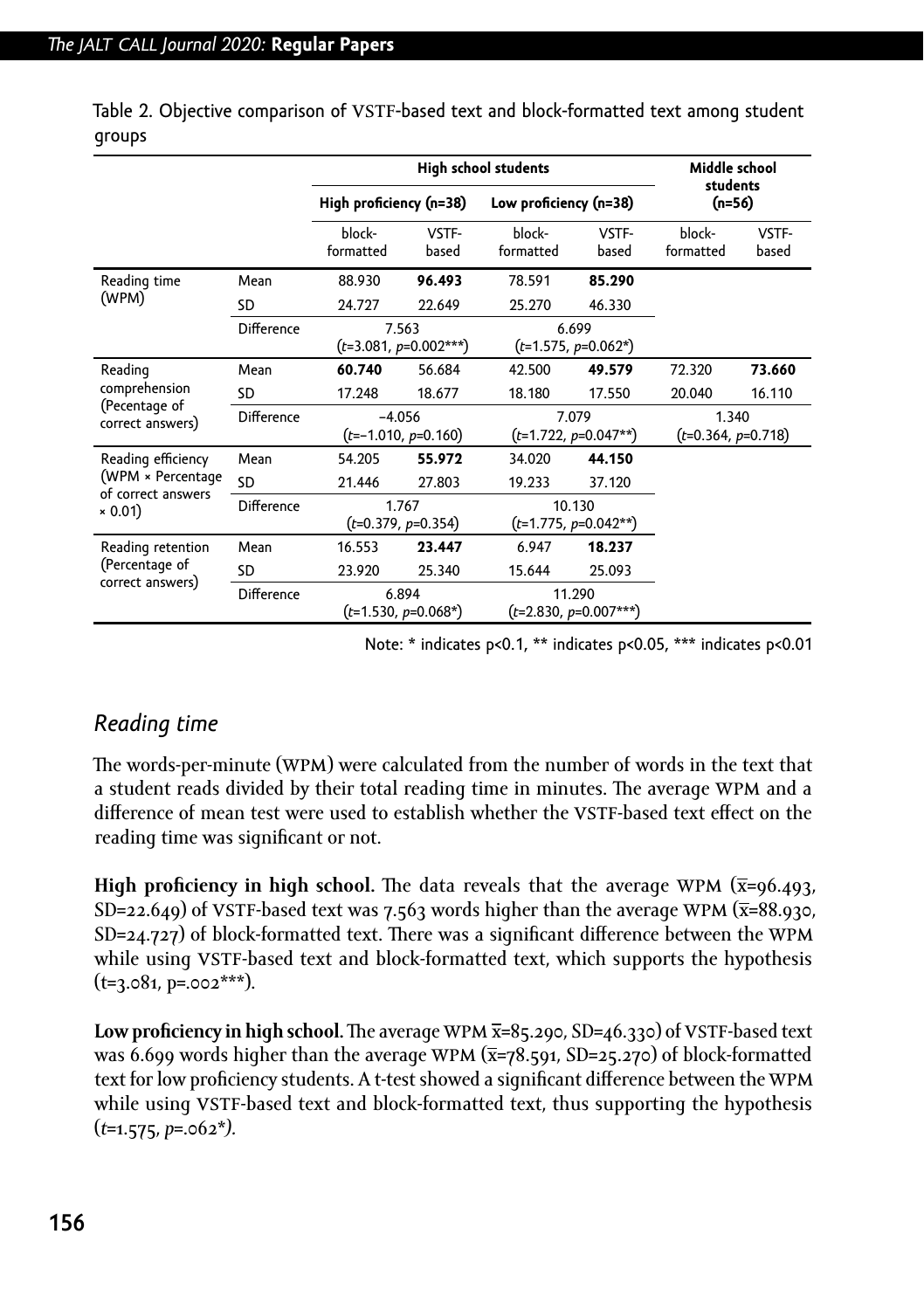Table 2. Objective comparison of VSTF-based text and block-formatted text among student groups

| | | High school students | | | | Middle school students (n=56) | |
|---|---|---|---|---|---|---|---|
| | | High proficiency (n=38) | | Low proficiency (n=38) | | | |
| | | block-formatted | VSTF-based | block-formatted | VSTF-based | block-formatted | VSTF-based |
| Reading time (WPM) | Mean | 88.930 | **96.493** | 78.591 | **85.290** | | |
| | SD | 24.727 | 22.649 | 25.270 | 46.330 | | |
| | Difference | 7.563 ($t$=3.081, $p$=0.002***) | | 6.699 ($t$=1.575, $p$=0.062*) | | | |
| Reading comprehension (Pecentage of correct answers) | Mean | **60.740** | 56.684 | 42.500 | **49.579** | 72.320 | **73.660** |
| | SD | 17.248 | 18.677 | 18.180 | 17.550 | 20.040 | 16.110 |
| | Difference | −4.056 ($t$=−1.010, $p$=0.160) | | 7.079 ($t$=1.722, $p$=0.047**) | | 1.340 ($t$=0.364, $p$=0.718) | |
| Reading efficiency (WPM × Percentage of correct answers × 0.01) | Mean | 54.205 | **55.972** | 34.020 | **44.150** | | |
| | SD | 21.446 | 27.803 | 19.233 | 37.120 | | |
| | Difference | 1.767 ($t$=0.379, $p$=0.354) | | 10.130 ($t$=1.775, $p$=0.042**) | | | |
| Reading retention (Percentage of correct answers) | Mean | 16.553 | **23.447** | 6.947 | **18.237** | | |
| | SD | 23.920 | 25.340 | 15.644 | 25.093 | | |
| | Difference | 6.894 ($t$=1.530, $p$=0.068*) | | 11.290 ($t$=2.830, $p$=0.007***) | | | |

Note: * indicates p<0.1, ** indicates p<0.05, *** indicates p<0.01

## *Reading time*

The words-per-minute (WPM) were calculated from the number of words in the text that a student reads divided by their total reading time in minutes. The average WPM and a difference of mean test were used to establish whether the VSTF-based text effect on the reading time was significant or not.

**High proficiency in high school.** The data reveals that the average WPM ($\bar{x}$=96.493, SD=22.649) of VSTF-based text was 7.563 words higher than the average WPM ($\bar{x}$=88.930, SD=24.727) of block-formatted text. There was a significant difference between the WPM while using VSTF-based text and block-formatted text, which supports the hypothesis (t=3.081, p=.002***).

**Low proficiency in high school.** The average WPM $\bar{x}$=85.290, SD=46.330) of VSTF-based text was 6.699 words higher than the average WPM ($\bar{x}$=78.591, SD=25.270) of block-formatted text for low proficiency students. A t-test showed a significant difference between the WPM while using VSTF-based text and block-formatted, thus supporting the hypothesis (*t*=1.575, *p*=.062*).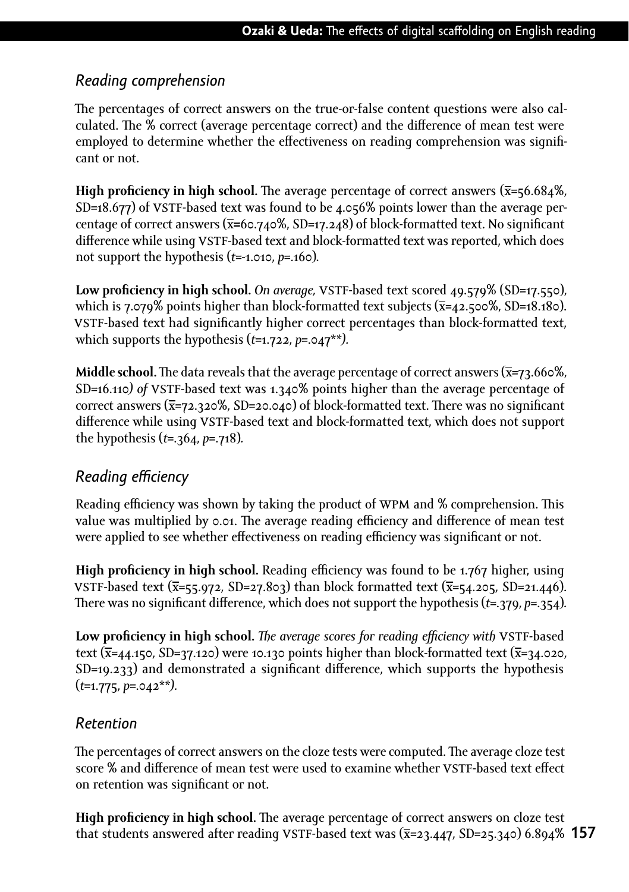### *Reading comprehension*

The percentages of correct answers on the true-or-false content questions were also calculated. The % correct (average percentage correct) and the difference of mean test were employed to determine whether the effectiveness on reading comprehension was significant or not.

**High proficiency in high school.** The average percentage of correct answers ($\bar{x}$=56.684%, SD=18.677) of VSTF-based text was found to be 4.056% points lower than the average percentage of correct answers ($\bar{x}$=60.740%, SD=17.248) of block-formatted text. No significant difference while using VSTF-based text and block-formatted text was reported, which does not support the hypothesis ($t$=-1.010, $p$=.160).

**Low proficiency in high school.** *On average,* VSTF-based text scored 49.579% (SD=17.550), which is 7.079% points higher than block-formatted text subjects ($\bar{x}$=42.500%, SD=18.180). VSTF-based text had significantly higher correct percentages than block-formatted text, which supports the hypothesis ($t$=1.722, $p$=.047**).

**Middle school.** The data reveals that the average percentage of correct answers ($\bar{x}$=73.660%, SD=16.110*) of* VSTF-based text was 1.340% points higher than the average percentage of correct answers ($\bar{x}$=72.320%, SD=20.040) of block-formatted text. There was no significant difference while using VSTF-based text and block-formatted text, which does not support the hypothesis ($t$=.364, $p$=.718).

### *Reading efficiency*

Reading efficiency was shown by taking the product of WPM and % comprehension. This value was multiplied by 0.01. The average reading efficiency and difference of mean test were applied to see whether effectiveness on reading efficiency was significant or not.

**High proficiency in high school.** Reading efficiency was found to be 1.767 higher, using VSTF-based text ($\bar{x}$=55.972, SD=27.803) than block formatted text ($\bar{x}$=54.205, SD=21.446). There was no significant difference, which does not support the hypothesis ($t$=.379, $p$=.354).

**Low proficiency in high school.** *The average scores for reading efficiency with* VSTF-based text ($\bar{x}$=44.150, SD=37.120) were 10.130 points higher than block-formatted text ($\bar{x}$=34.020, SD=19.233) and demonstrated a significant difference, which supports the hypothesis ($t$=1.775, $p$=.042**).

### *Retention*

The percentages of correct answers on the cloze tests were computed. The average cloze test score % and difference of mean test were used to examine whether VSTF-based text effect on retention was significant or not.

**High proficiency in high school.** The average percentage of correct answers on cloze test that students answered after reading VSTF-based text was ($\bar{x}$=23.447, SD=25.340) 6.894%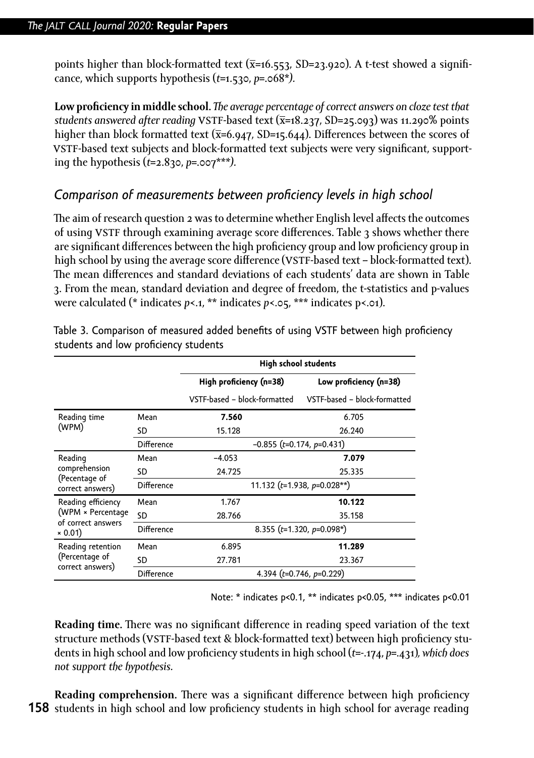points higher than block-formatted text ($\bar{x}$=16.553, SD=23.920). A t-test showed a significance, which supports hypothesis (*t*=1.530, *p*=.068*).

**Low proficiency in middle school.** *The average percentage of correct answers on cloze test that students answered after reading* VSTF-based text ($\bar{x}$=18.237, SD=25.093) was 11.290% points higher than block formatted text ($\bar{x}$=6.947, SD=15.644). Differences between the scores of VSTF-based text subjects and block-formatted text subjects were very significant, supporting the hypothesis (*t*=2.830, *p*=.007***).

### *Comparison of measurements between proficiency levels in high school*

The aim of research question 2 was to determine whether English level affects the outcomes of using VSTF through examining average score differences. Table 3 shows whether there are significant differences between the high proficiency group and low proficiency group in high school by using the average score difference (VSTF-based text – block-formatted text). The mean differences and standard deviations of each students' data are shown in Table 3. From the mean, standard deviation and degree of freedom, the t-statistics and p-values were calculated (* indicates *p*<.1, ** indicates *p*<.05, *** indicates p<.01).

Table 3. Comparison of measured added benefits of using VSTF between high proficiency students and low proficiency students

| | | **High school students** | |
|---|---|---|---|
| | | **High proficiency (n=38)** | **Low proficiency (n=38)** |
| | | VSTF-based – block-formatted | VSTF-based – block-formatted |
| Reading time (WPM) | Mean | **7.560** | 6.705 |
| | SD | 15.128 | 26.240 |
| | Difference | −0.855 (*t*=0.174, *p*=0.431) | |
| Reading comprehension (Pecentage of correct answers) | Mean | −4.053 | **7.079** |
| | SD | 24.725 | 25.335 |
| | Difference | 11.132 (*t*=1.938, *p*=0.028**) | |
| Reading efficiency (WPM × Percentage of correct answers × 0.01) | Mean | 1.767 | **10.122** |
| | SD | 28.766 | 35.158 |
| | Difference | 8.355 (*t*=1.320, *p*=0.098*) | |
| Reading retention (Percentage of correct answers) | Mean | 6.895 | **11.289** |
| | SD | 27.781 | 23.367 |
| | Difference | 4.394 (*t*=0.746, *p*=0.229) | |

Note: * indicates p<0.1, ** indicates p<0.05, *** indicates p<0.01

**Reading time.** There was no significant difference in reading speed variation of the text structure methods (VSTF-based text & block-formatted text) between high proficiency students in high school and low proficiency students in high school (*t*=-.174, *p*=.431)*, which does not support the hypothesis.*

**Reading comprehension.** There was a significant difference between high proficiency students in high school and low proficiency students in high school for average reading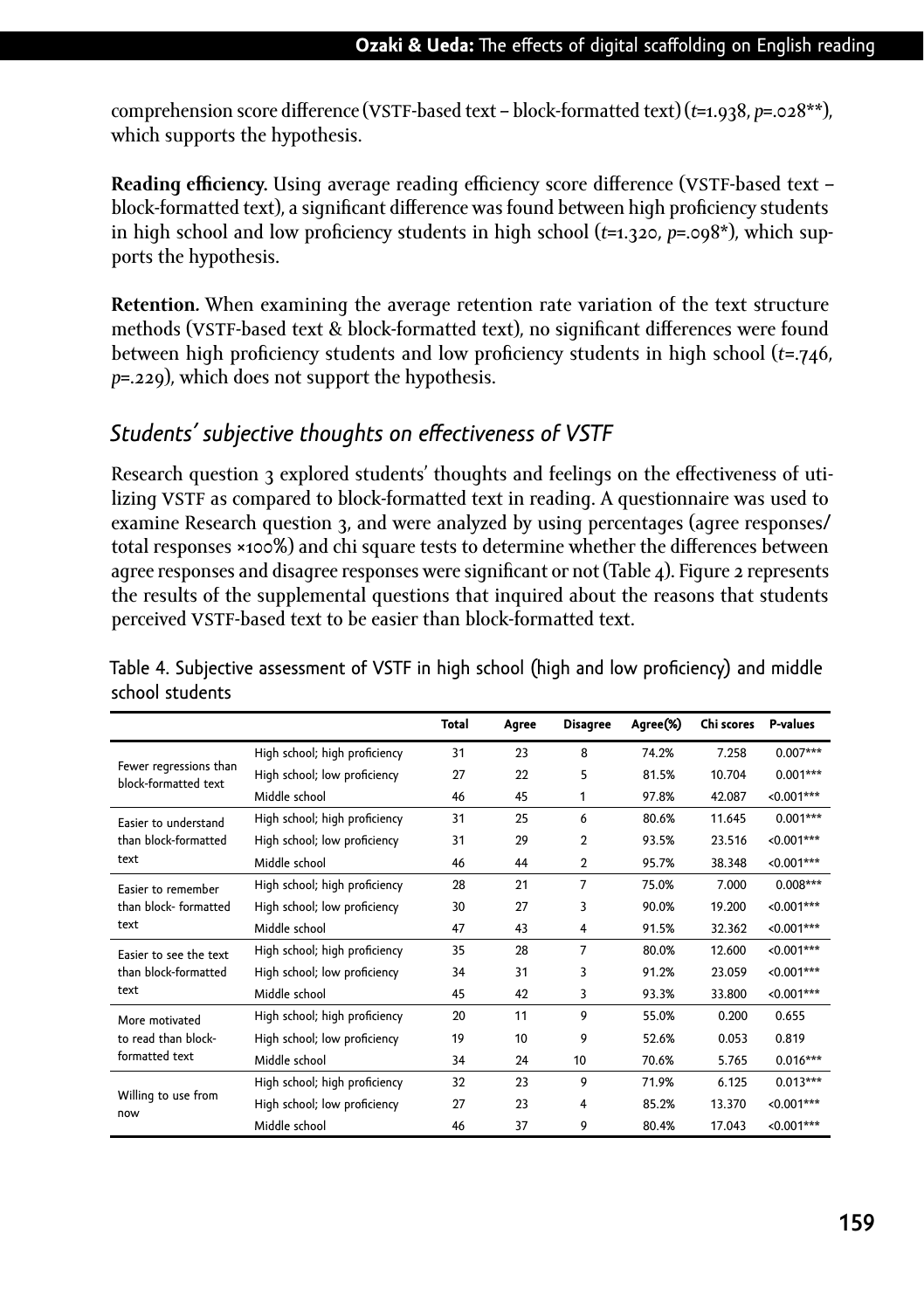comprehension score difference (VSTF-based text – block-formatted text) ($t$=1.938, $p$=.028**), which supports the hypothesis.

**Reading efficiency.** Using average reading efficiency score difference (VSTF-based text – block-formatted text), a significant difference was found between high proficiency students in high school and low proficiency students in high school ($t$=1.320, $p$=.098*), which supports the hypothesis.

**Retention.** When examining the average retention rate variation of the text structure methods (VSTF-based text & block-formatted text), no significant differences were found between high proficiency students and low proficiency students in high school ($t$=.746, $p$=.229), which does not support the hypothesis.

## *Students' subjective thoughts on effectiveness of VSTF*

Research question 3 explored students' thoughts and feelings on the effectiveness of utilizing VSTF as compared to block-formatted text in reading. A questionnaire was used to examine Research question 3, and were analyzed by using percentages (agree responses/ total responses ×100%) and chi square tests to determine whether the differences between agree responses and disagree responses were significant or not (Table 4). Figure 2 represents the results of the supplemental questions that inquired about the reasons that students perceived VSTF-based text to be easier than block-formatted text.

Table 4. Subjective assessment of VSTF in high school (high and low proficiency) and middle school students

| | | Total | Agree | Disagree | Agree(%) | Chi scores | P-values |
|---|---|---|---|---|---|---|---|
| Fewer regressions than block-formatted text | High school; high proficiency | 31 | 23 | 8 | 74.2% | 7.258 | 0.007*** |
| | High school; low proficiency | 27 | 22 | 5 | 81.5% | 10.704 | 0.001*** |
| | Middle school | 46 | 45 | 1 | 97.8% | 42.087 | <0.001*** |
| Easier to understand than block-formatted text | High school; high proficiency | 31 | 25 | 6 | 80.6% | 11.645 | 0.001*** |
| | High school; low proficiency | 31 | 29 | 2 | 93.5% | 23.516 | <0.001*** |
| | Middle school | 46 | 44 | 2 | 95.7% | 38.348 | <0.001*** |
| Easier to remember than block- formatted text | High school; high proficiency | 28 | 21 | 7 | 75.0% | 7.000 | 0.008*** |
| | High school; low proficiency | 30 | 27 | 3 | 90.0% | 19.200 | <0.001*** |
| | Middle school | 47 | 43 | 4 | 91.5% | 32.362 | <0.001*** |
| Easier to see the text than block-formatted text | High school; high proficiency | 35 | 28 | 7 | 80.0% | 12.600 | <0.001*** |
| | High school; low proficiency | 34 | 31 | 3 | 91.2% | 23.059 | <0.001*** |
| | Middle school | 45 | 42 | 3 | 93.3% | 33.800 | <0.001*** |
| More motivated to read than block-formatted text | High school; high proficiency | 20 | 11 | 9 | 55.0% | 0.200 | 0.655 |
| | High school; low proficiency | 19 | 10 | 9 | 52.6% | 0.053 | 0.819 |
| | Middle school | 34 | 24 | 10 | 70.6% | 5.765 | 0.016*** |
| Willing to use from now | High school; high proficiency | 32 | 23 | 9 | 71.9% | 6.125 | 0.013*** |
| | High school; low proficiency | 27 | 23 | 4 | 85.2% | 13.370 | <0.001*** |
| | Middle school | 46 | 37 | 9 | 80.4% | 17.043 | <0.001*** |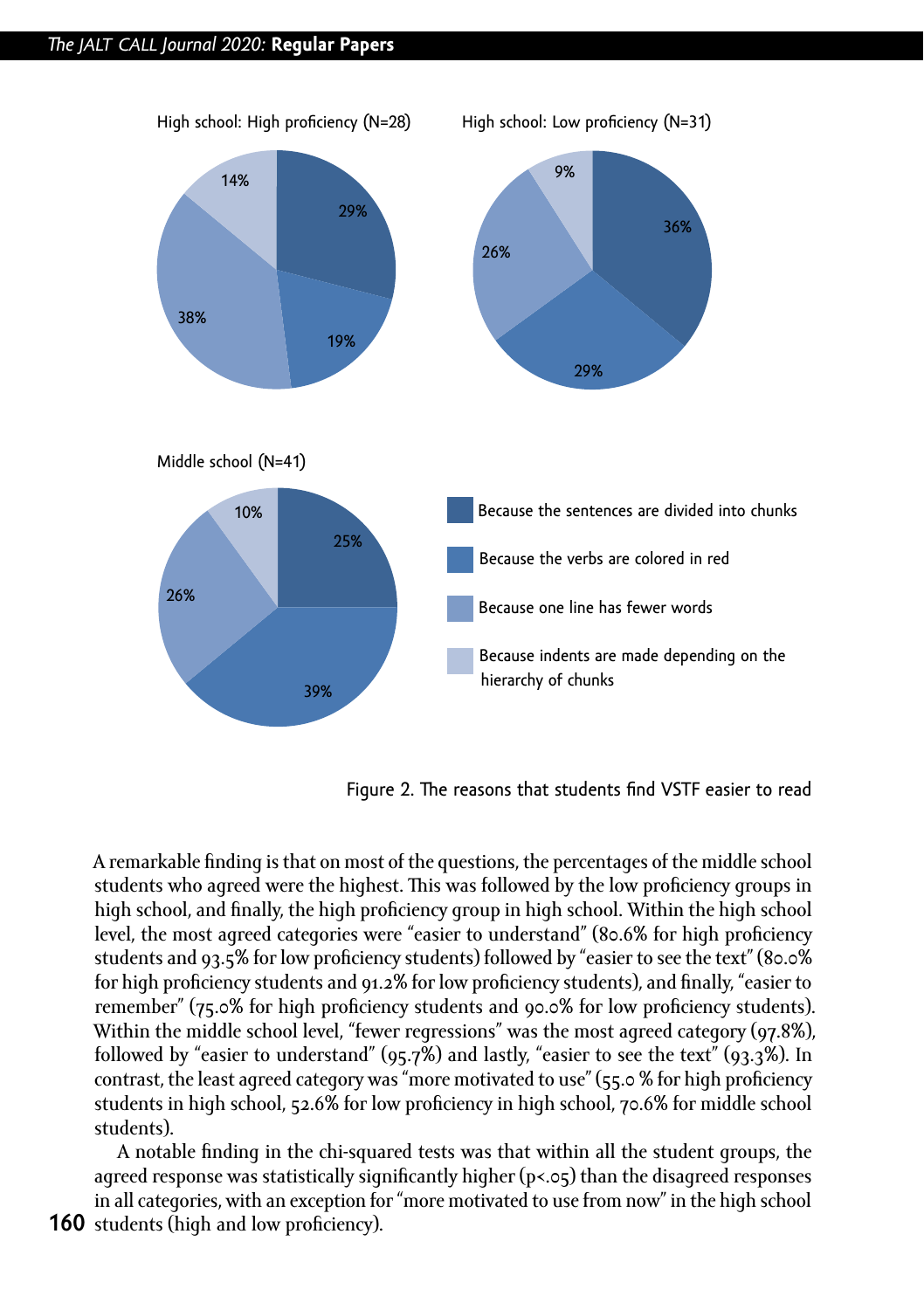High school: High proficiency (N=28)

14%
29%
38%
19%

High school: Low proficiency (N=31)

9%
36%
26%
29%

Middle school (N=41)

10%
25%
26%
39%

Because the sentences are divided into chunks

Because the verbs are colored in red

Because one line has fewer words

Because indents are made depending on the hierarchy of chunks

Figure 2. The reasons that students find VSTF easier to read

A remarkable finding is that on most of the questions, the percentages of the middle school students who agreed were the highest. This was followed by the low proficiency groups in high school, and finally, the high proficiency group in high school. Within the high school level, the most agreed categories were "easier to understand" (80.6% for high proficiency students and 93.5% for low proficiency students) followed by "easier to see the text" (80.0% for high proficiency students and 91.2% for low proficiency students), and finally, "easier to remember" (75.0% for high proficiency students and 90.0% for low proficiency students). Within the middle school level, "fewer regressions" was the most agreed category (97.8%), followed by "easier to understand" (95.7%) and lastly, "easier to see the text" (93.3%). In contrast, the least agreed category was "more motivated to use" (55.0 % for high proficiency students in high school, 52.6% for low proficiency in high school, 70.6% for middle school students).

A notable finding in the chi-squared tests was that within all the student groups, the agreed response was statistically significantly higher ($p<.05$) than the disagreed responses in all categories, with an exception for "more motivated to use from now" in the high school students (high and low proficiency).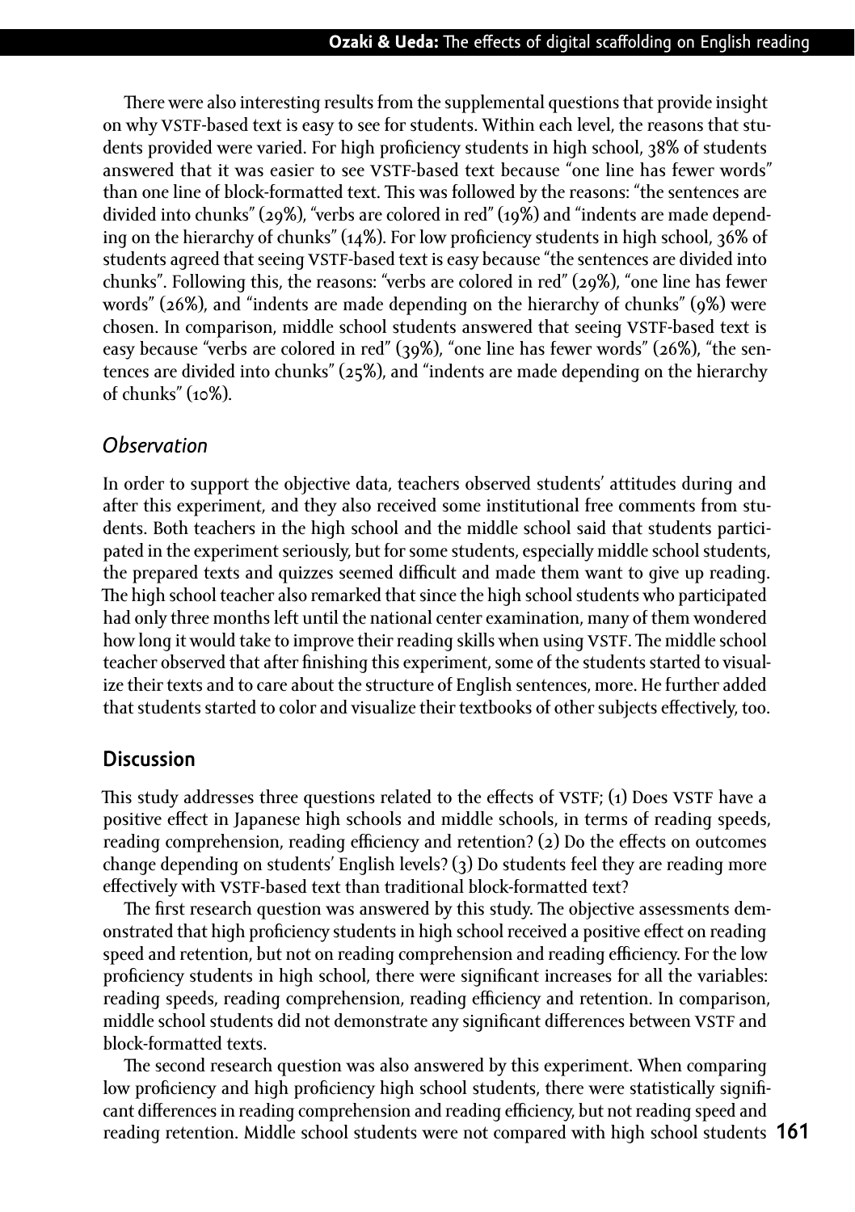There were also interesting results from the supplemental questions that provide insight on why VSTF-based text is easy to see for students. Within each level, the reasons that students provided were varied. For high proficiency students in high school, 38% of students answered that it was easier to see VSTF-based text because "one line has fewer words" than one line of block-formatted text. This was followed by the reasons: "the sentences are divided into chunks" (29%), "verbs are colored in red" (19%) and "indents are made depending on the hierarchy of chunks" (14%). For low proficiency students in high school, 36% of students agreed that seeing VSTF-based text is easy because "the sentences are divided into chunks". Following this, the reasons: "verbs are colored in red" (29%), "one line has fewer words" (26%), and "indents are made depending on the hierarchy of chunks" (9%) were chosen. In comparison, middle school students answered that seeing VSTF-based text is easy because "verbs are colored in red" (39%), "one line has fewer words" (26%), "the sentences are divided into chunks" (25%), and "indents are made depending on the hierarchy of chunks" (10%).

### *Observation*

In order to support the objective data, teachers observed students' attitudes during and after this experiment, and they also received some institutional free comments from students. Both teachers in the high school and the middle school said that students participated in the experiment seriously, but for some students, especially middle school students, the prepared texts and quizzes seemed difficult and made them want to give up reading. The high school teacher also remarked that since the high school students who participated had only three months left until the national center examination, many of them wondered how long it would take to improve their reading skills when using VSTF. The middle school teacher observed that after finishing this experiment, some of the students started to visualize their texts and to care about the structure of English sentences, more. He further added that students started to color and visualize their textbooks of other subjects effectively, too.

## Discussion

This study addresses three questions related to the effects of VSTF; (1) Does VSTF have a positive effect in Japanese high schools and middle schools, in terms of reading speeds, reading comprehension, reading efficiency and retention? (2) Do the effects on outcomes change depending on students' English levels? (3) Do students feel they are reading more effectively with VSTF-based text than traditional block-formatted text?

The first research question was answered by this study. The objective assessments demonstrated that high proficiency students in high school received a positive effect on reading speed and retention, but not on reading comprehension and reading efficiency. For the low proficiency students in high school, there were significant increases for all the variables: reading speeds, reading comprehension, reading efficiency and retention. In comparison, middle school students did not demonstrate any significant differences between VSTF and block-formatted texts.

The second research question was also answered by this experiment. When comparing low proficiency and high proficiency high school students, there were statistically significant differences in reading comprehension and reading efficiency, but not reading speed and reading retention. Middle school students were not compared with high school students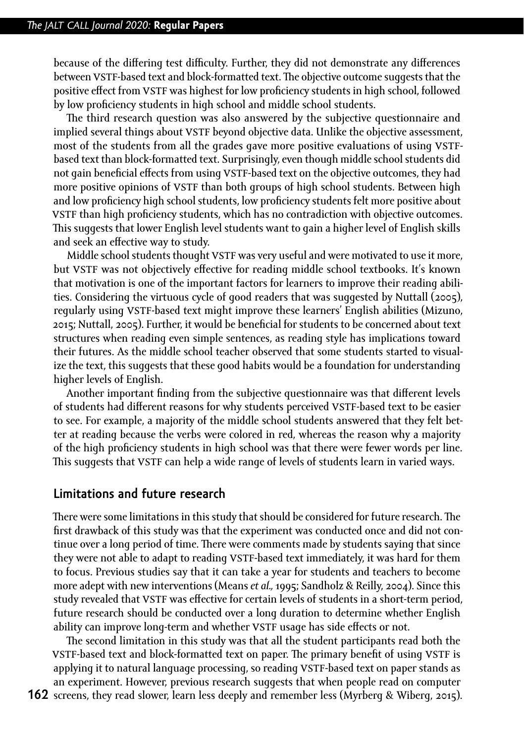because of the differing test difficulty. Further, they did not demonstrate any differences between VSTF-based text and block-formatted text. The objective outcome suggests that the positive effect from VSTF was highest for low proficiency students in high school, followed by low proficiency students in high school and middle school students.

The third research question was also answered by the subjective questionnaire and implied several things about VSTF beyond objective data. Unlike the objective assessment, most of the students from all the grades gave more positive evaluations of using VSTF-based text than block-formatted text. Surprisingly, even though middle school students did not gain beneficial effects from using VSTF-based text on the objective outcomes, they had more positive opinions of VSTF than both groups of high school students. Between high and low proficiency high school students, low proficiency students felt more positive about VSTF than high proficiency students, which has no contradiction with objective outcomes. This suggests that lower English level students want to gain a higher level of English skills and seek an effective way to study.

Middle school students thought VSTF was very useful and were motivated to use it more, but VSTF was not objectively effective for reading middle school textbooks. It's known that motivation is one of the important factors for learners to improve their reading abilities. Considering the virtuous cycle of good readers that was suggested by Nuttall (2005), regularly using VSTF-based text might improve these learners' English abilities (Mizuno, 2015; Nuttall, 2005). Further, it would be beneficial for students to be concerned about text structures when reading even simple sentences, as reading style has implications toward their futures. As the middle school teacher observed that some students started to visualize the text, this suggests that these good habits would be a foundation for understanding higher levels of English.

Another important finding from the subjective questionnaire was that different levels of students had different reasons for why students perceived VSTF-based text to be easier to see. For example, a majority of the middle school students answered that they felt better at reading because the verbs were colored in red, whereas the reason why a majority of the high proficiency students in high school was that there were fewer words per line. This suggests that VSTF can help a wide range of levels of students learn in varied ways.

## Limitations and future research

There were some limitations in this study that should be considered for future research. The first drawback of this study was that the experiment was conducted once and did not continue over a long period of time. There were comments made by students saying that since they were not able to adapt to reading VSTF-based text immediately, it was hard for them to focus. Previous studies say that it can take a year for students and teachers to become more adept with new interventions (Means *et al.,* 1995; Sandholz & Reilly, 2004). Since this study revealed that VSTF was effective for certain levels of students in a short-term period, future research should be conducted over a long duration to determine whether English ability can improve long-term and whether VSTF usage has side effects or not.

The second limitation in this study was that all the student participants read both the VSTF-based text and block-formatted text on paper. The primary benefit of using VSTF is applying it to natural language processing, so reading VSTF-based text on paper stands as an experiment. However, previous research suggests that when people read on computer screens, they read slower, learn less deeply and remember less (Myrberg & Wiberg, 2015).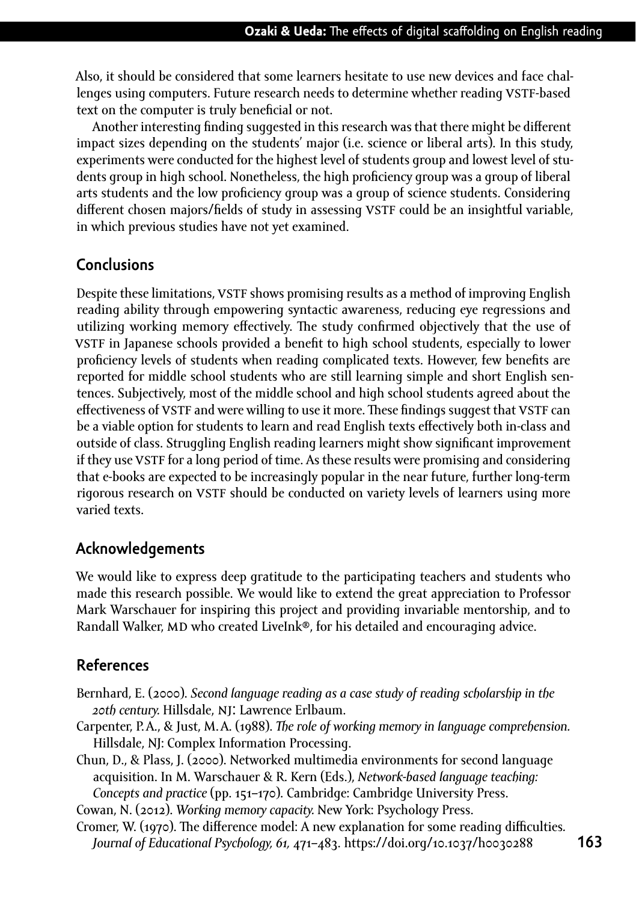Also, it should be considered that some learners hesitate to use new devices and face challenges using computers. Future research needs to determine whether reading VSTF-based text on the computer is truly beneficial or not.

Another interesting finding suggested in this research was that there might be different impact sizes depending on the students' major (i.e. science or liberal arts). In this study, experiments were conducted for the highest level of students group and lowest level of students group in high school. Nonetheless, the high proficiency group was a group of liberal arts students and the low proficiency group was a group of science students. Considering different chosen majors/fields of study in assessing VSTF could be an insightful variable, in which previous studies have not yet examined.

## Conclusions

Despite these limitations, VSTF shows promising results as a method of improving English reading ability through empowering syntactic awareness, reducing eye regressions and utilizing working memory effectively. The study confirmed objectively that the use of VSTF in Japanese schools provided a benefit to high school students, especially to lower proficiency levels of students when reading complicated texts. However, few benefits are reported for middle school students who are still learning simple and short English sentences. Subjectively, most of the middle school and high school students agreed about the effectiveness of VSTF and were willing to use it more. These findings suggest that VSTF can be a viable option for students to learn and read English texts effectively both in-class and outside of class. Struggling English reading learners might show significant improvement if they use VSTF for a long period of time. As these results were promising and considering that e-books are expected to be increasingly popular in the near future, further long-term rigorous research on VSTF should be conducted on variety levels of learners using more varied texts.

## Acknowledgements

We would like to express deep gratitude to the participating teachers and students who made this research possible. We would like to extend the great appreciation to Professor Mark Warschauer for inspiring this project and providing invariable mentorship, and to Randall Walker, MD who created LiveInk®, for his detailed and encouraging advice.

## References

Bernhard, E. (2000). *Second language reading as a case study of reading scholarship in the 20th century.* Hillsdale, NJ: Lawrence Erlbaum.

Carpenter, P.A., & Just, M.A. (1988). *The role of working memory in language comprehension.* Hillsdale, NJ: Complex Information Processing.

Chun, D., & Plass, J. (2000). Networked multimedia environments for second language acquisition. In M. Warschauer & R. Kern (Eds.), *Network-based language teaching: Concepts and practice* (pp. 151–170). Cambridge: Cambridge University Press.

Cowan, N. (2012). *Working memory capacity.* New York: Psychology Press.

Cromer, W. (1970). The difference model: A new explanation for some reading difficulties. *Journal of Educational Psychology, 61,* 471–483. https://doi.org/10.1037/h0030288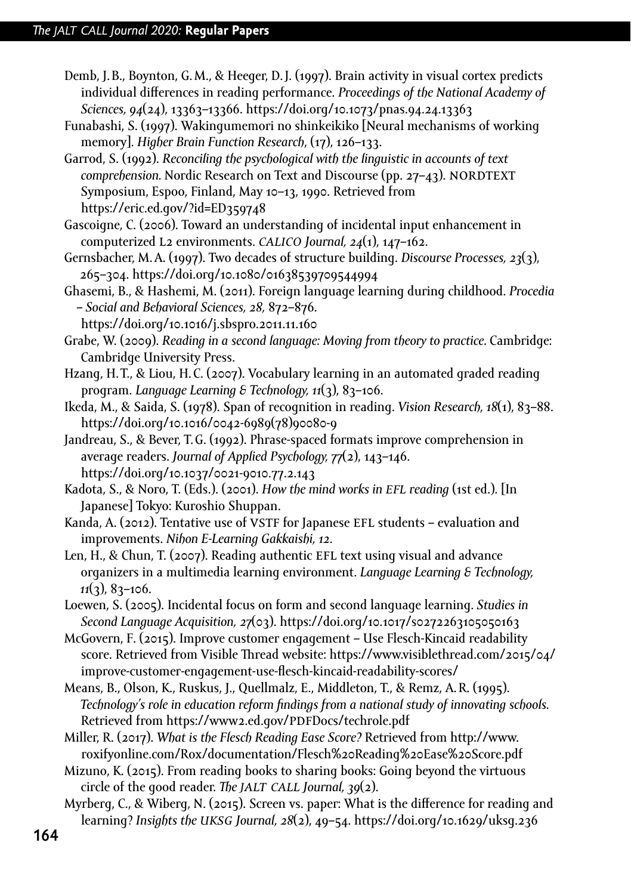Demb, J. B., Boynton, G. M., & Heeger, D. J. (1997). Brain activity in visual cortex predicts individual differences in reading performance. *Proceedings of the National Academy of Sciences, 94*(24), 13363–13366. https://doi.org/10.1073/pnas.94.24.13363

Funabashi, S. (1997). Wakingumemori no shinkeikiko [Neural mechanisms of working memory]. *Higher Brain Function Research*, (17), 126–133.

Garrod, S. (1992). *Reconciling the psychological with the linguistic in accounts of text comprehension.* Nordic Research on Text and Discourse (pp. 27–43). NORDTEXT Symposium, Espoo, Finland, May 10–13, 1990. Retrieved from https://eric.ed.gov/?id=ED359748

Gascoigne, C. (2006). Toward an understanding of incidental input enhancement in computerized L2 environments. *CALICO Journal, 24*(1), 147–162.

Gernsbacher, M. A. (1997). Two decades of structure building. *Discourse Processes, 23*(3), 265–304. https://doi.org/10.1080/01638539709544994

Ghasemi, B., & Hashemi, M. (2011). Foreign language learning during childhood. *Procedia – Social and Behavioral Sciences, 28,* 872–876. https://doi.org/10.1016/j.sbspro.2011.11.160

Grabe, W. (2009). *Reading in a second language: Moving from theory to practice.* Cambridge: Cambridge University Press.

Hzang, H. T., & Liou, H. C. (2007). Vocabulary learning in an automated graded reading program. *Language Learning & Technology, 11*(3), 83–106.

Ikeda, M., & Saida, S. (1978). Span of recognition in reading. *Vision Research, 18*(1), 83–88. https://doi.org/10.1016/0042-6989(78)90080-9

Jandreau, S., & Bever, T. G. (1992). Phrase-spaced formats improve comprehension in average readers. *Journal of Applied Psychology, 77*(2), 143–146. https://doi.org/10.1037/0021-9010.77.2.143

Kadota, S., & Noro, T. (Eds.). (2001). *How the mind works in EFL reading* (1st ed.). [In Japanese] Tokyo: Kuroshio Shuppan.

Kanda, A. (2012). Tentative use of VSTF for Japanese EFL students – evaluation and improvements. *Nihon E-Learning Gakkaishi, 12*.

Len, H., & Chun, T. (2007). Reading authentic EFL text using visual and advance organizers in a multimedia learning environment. *Language Learning & Technology, 11*(3), 83–106.

Loewen, S. (2005). Incidental focus on form and second language learning. *Studies in Second Language Acquisition, 27*(03). https://doi.org/10.1017/s0272263105050163

McGovern, F. (2015). Improve customer engagement – Use Flesch-Kincaid readability score. Retrieved from Visible Thread website: https://www.visiblethread.com/2015/04/improve-customer-engagement-use-flesch-kincaid-readability-scores/

Means, B., Olson, K., Ruskus, J., Quellmalz, E., Middleton, T., & Remz, A. R. (1995). *Technology's role in education reform findings from a national study of innovating schools.* Retrieved from https://www2.ed.gov/PDFDocs/techrole.pdf

Miller, R. (2017). *What is the Flesch Reading Ease Score?* Retrieved from http://www.roxifyonline.com/Rox/documentation/Flesch%20Reading%20Ease%20Score.pdf

Mizuno, K. (2015). From reading books to sharing books: Going beyond the virtuous circle of the good reader. *The JALT CALL Journal, 39*(2).

Myrberg, C., & Wiberg, N. (2015). Screen vs. paper: What is the difference for reading and learning? *Insights the UKSG Journal, 28*(2), 49–54. https://doi.org/10.1629/uksg.236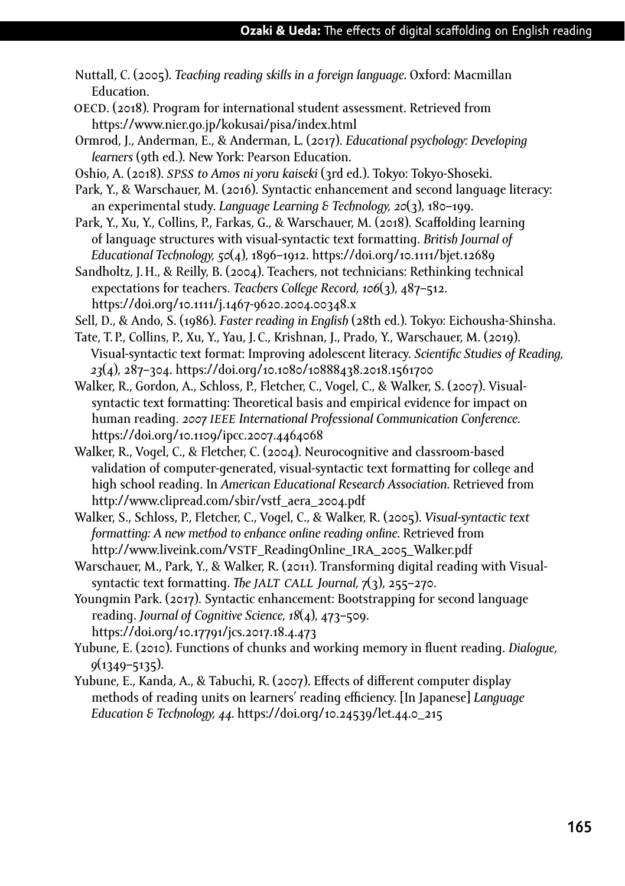Nuttall, C. (2005). *Teaching reading skills in a foreign language.* Oxford: Macmillan Education.

OECD. (2018). Program for international student assessment. Retrieved from https://www.nier.go.jp/kokusai/pisa/index.html

Ormrod, J., Anderman, E., & Anderman, L. (2017). *Educational psychology: Developing learners* (9th ed.). New York: Pearson Education.

Oshio, A. (2018). *SPSS to Amos ni yoru kaiseki* (3rd ed.). Tokyo: Tokyo-Shoseki.

Park, Y., & Warschauer, M. (2016). Syntactic enhancement and second language literacy: an experimental study. *Language Learning & Technology, 20*(3), 180–199.

Park, Y., Xu, Y., Collins, P., Farkas, G., & Warschauer, M. (2018). Scaffolding learning of language structures with visual-syntactic text formatting. *British Journal of Educational Technology, 50*(4), 1896–1912. https://doi.org/10.1111/bjet.12689

Sandholtz, J. H., & Reilly, B. (2004). Teachers, not technicians: Rethinking technical expectations for teachers. *Teachers College Record, 106*(3), 487–512. https://doi.org/10.1111/j.1467-9620.2004.00348.x

Sell, D., & Ando, S. (1986). *Faster reading in English* (28th ed.). Tokyo: Eichousha-Shinsha.

Tate, T. P., Collins, P., Xu, Y., Yau, J. C., Krishnan, J., Prado, Y., Warschauer, M. (2019). Visual-syntactic text format: Improving adolescent literacy. *Scientific Studies of Reading, 23*(4), 287–304. https://doi.org/10.1080/10888438.2018.1561700

Walker, R., Gordon, A., Schloss, P., Fletcher, C., Vogel, C., & Walker, S. (2007). Visual-syntactic text formatting: Theoretical basis and empirical evidence for impact on human reading. *2007 IEEE International Professional Communication Conference.* https://doi.org/10.1109/ipcc.2007.4464068

Walker, R., Vogel, C., & Fletcher, C. (2004). Neurocognitive and classroom-based validation of computer-generated, visual-syntactic text formatting for college and high school reading. In *American Educational Research Association.* Retrieved from http://www.clipread.com/sbir/vstf_aera_2004.pdf

Walker, S., Schloss, P., Fletcher, C., Vogel, C., & Walker, R. (2005). *Visual-syntactic text formatting: A new method to enhance online reading online.* Retrieved from http://www.liveink.com/VSTF_ReadingOnline_IRA_2005_Walker.pdf

Warschauer, M., Park, Y., & Walker, R. (2011). Transforming digital reading with Visual-syntactic text formatting. *The JALT CALL Journal, 7*(3), 255–270.

Youngmin Park. (2017). Syntactic enhancement: Bootstrapping for second language reading. *Journal of Cognitive Science, 18*(4), 473–509. https://doi.org/10.17791/jcs.2017.18.4.473

Yubune, E. (2010). Functions of chunks and working memory in fluent reading. *Dialogue, 9*(1349–5135).

Yubune, E., Kanda, A., & Tabuchi, R. (2007). Effects of different computer display methods of reading units on learners' reading efficiency. [In Japanese] *Language Education & Technology, 44.* https://doi.org/10.24539/let.44.0_215